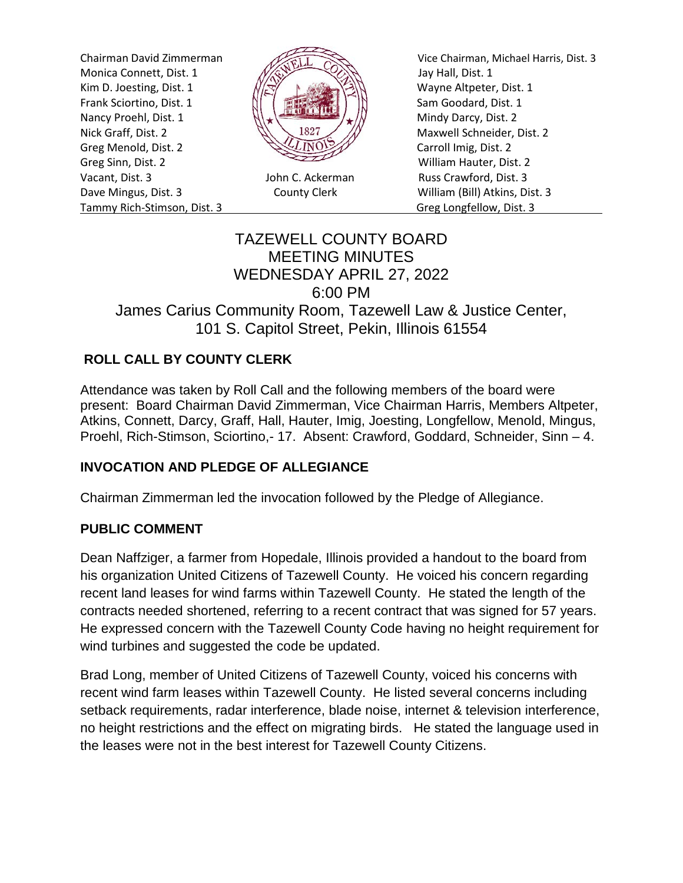Chairman David Zimmerman
Monica Connett, Dist. 1
Kim D. Joesting, Dist. 1
Frank Sciortino, Dist. 1
Nancy Proehl, Dist. 1
Nick Graff, Dist. 2
Greg Menold, Dist. 2
Greg Sinn, Dist. 2
Vacant, Dist. 3
Dave Mingus, Dist. 3
Tammy Rich-Stimson, Dist. 3

John C. Ackerman
County Clerk

Vice Chairman, Michael Harris, Dist. 3
Jay Hall, Dist. 1
Wayne Altpeter, Dist. 1
Sam Goodard, Dist. 1
Mindy Darcy, Dist. 2
Maxwell Schneider, Dist. 2
Carroll Imig, Dist. 2
William Hauter, Dist. 2
Russ Crawford, Dist. 3
William (Bill) Atkins, Dist. 3
Greg Longfellow, Dist. 3

# TAZEWELL COUNTY BOARD MEETING MINUTES
## WEDNESDAY APRIL 27, 2022
## 6:00 PM
## James Carius Community Room, Tazewell Law & Justice Center, 101 S. Capitol Street, Pekin, Illinois 61554

### ROLL CALL BY COUNTY CLERK

Attendance was taken by Roll Call and the following members of the board were present: Board Chairman David Zimmerman, Vice Chairman Harris, Members Altpeter, Atkins, Connett, Darcy, Graff, Hall, Hauter, Imig, Joesting, Longfellow, Menold, Mingus, Proehl, Rich-Stimson, Sciortino,- 17. Absent: Crawford, Goddard, Schneider, Sinn – 4.

### INVOCATION AND PLEDGE OF ALLEGIANCE

Chairman Zimmerman led the invocation followed by the Pledge of Allegiance.

### PUBLIC COMMENT

Dean Naffziger, a farmer from Hopedale, Illinois provided a handout to the board from his organization United Citizens of Tazewell County. He voiced his concern regarding recent land leases for wind farms within Tazewell County. He stated the length of the contracts needed shortened, referring to a recent contract that was signed for 57 years. He expressed concern with the Tazewell County Code having no height requirement for wind turbines and suggested the code be updated.

Brad Long, member of United Citizens of Tazewell County, voiced his concerns with recent wind farm leases within Tazewell County. He listed several concerns including setback requirements, radar interference, blade noise, internet & television interference, no height restrictions and the effect on migrating birds. He stated the language used in the leases were not in the best interest for Tazewell County Citizens.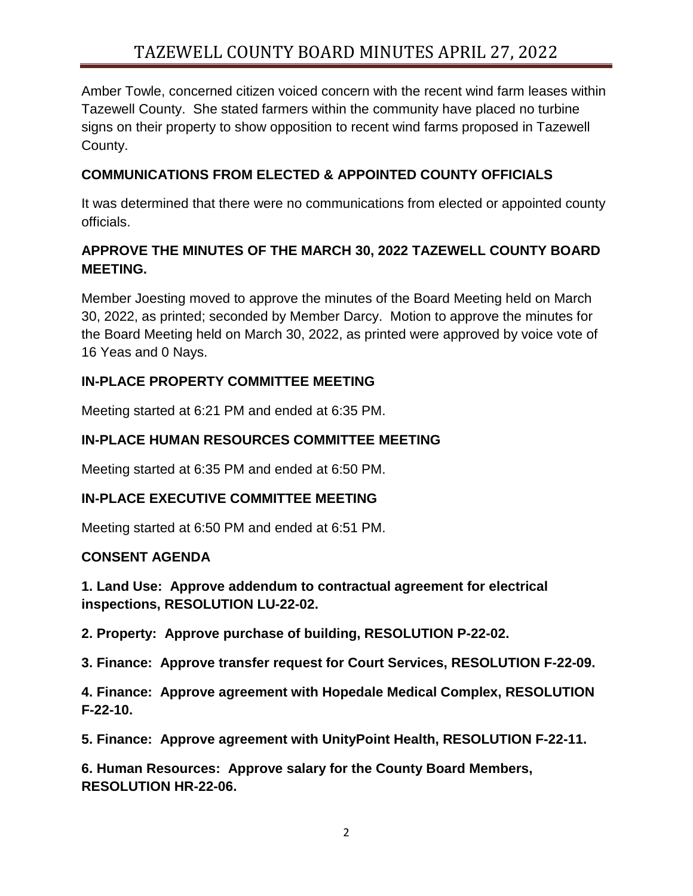Amber Towle, concerned citizen voiced concern with the recent wind farm leases within Tazewell County. She stated farmers within the community have placed no turbine signs on their property to show opposition to recent wind farms proposed in Tazewell County.

## COMMUNICATIONS FROM ELECTED & APPOINTED COUNTY OFFICIALS

It was determined that there were no communications from elected or appointed county officials.

## APPROVE THE MINUTES OF THE MARCH 30, 2022 TAZEWELL COUNTY BOARD MEETING.

Member Joesting moved to approve the minutes of the Board Meeting held on March 30, 2022, as printed; seconded by Member Darcy. Motion to approve the minutes for the Board Meeting held on March 30, 2022, as printed were approved by voice vote of 16 Yeas and 0 Nays.

## IN-PLACE PROPERTY COMMITTEE MEETING

Meeting started at 6:21 PM and ended at 6:35 PM.

## IN-PLACE HUMAN RESOURCES COMMITTEE MEETING

Meeting started at 6:35 PM and ended at 6:50 PM.

## IN-PLACE EXECUTIVE COMMITTEE MEETING

Meeting started at 6:50 PM and ended at 6:51 PM.

## CONSENT AGENDA

**1. Land Use: Approve addendum to contractual agreement for electrical inspections, RESOLUTION LU-22-02.**

**2. Property: Approve purchase of building, RESOLUTION P-22-02.**

**3. Finance: Approve transfer request for Court Services, RESOLUTION F-22-09.**

**4. Finance: Approve agreement with Hopedale Medical Complex, RESOLUTION F-22-10.**

**5. Finance: Approve agreement with UnityPoint Health, RESOLUTION F-22-11.**

**6. Human Resources: Approve salary for the County Board Members, RESOLUTION HR-22-06.**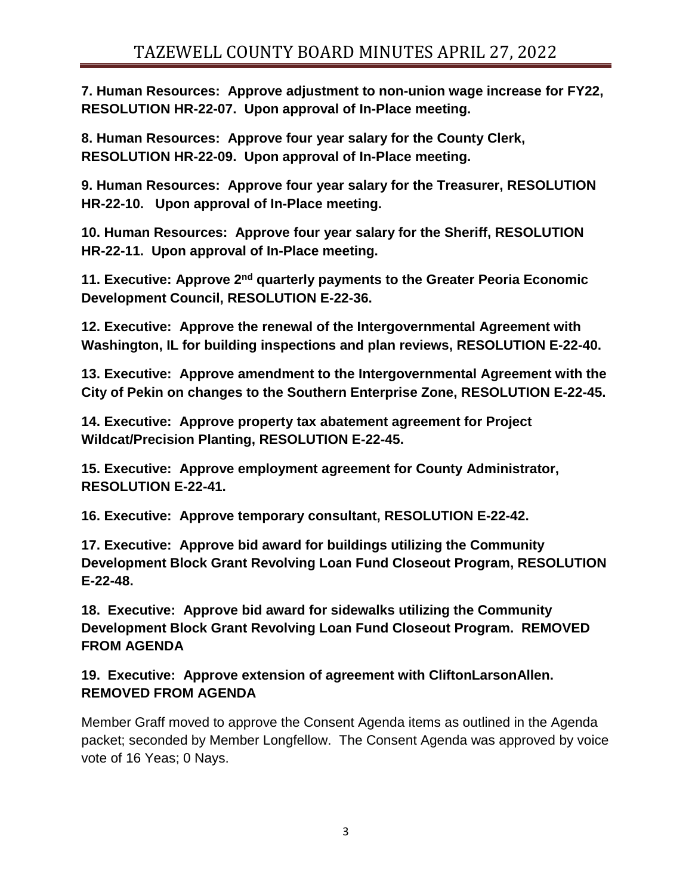**7. Human Resources: Approve adjustment to non-union wage increase for FY22, RESOLUTION HR-22-07. Upon approval of In-Place meeting.**

**8. Human Resources: Approve four year salary for the County Clerk, RESOLUTION HR-22-09. Upon approval of In-Place meeting.**

**9. Human Resources: Approve four year salary for the Treasurer, RESOLUTION HR-22-10. Upon approval of In-Place meeting.**

**10. Human Resources: Approve four year salary for the Sheriff, RESOLUTION HR-22-11. Upon approval of In-Place meeting.**

**11. Executive: Approve 2nd quarterly payments to the Greater Peoria Economic Development Council, RESOLUTION E-22-36.**

**12. Executive: Approve the renewal of the Intergovernmental Agreement with Washington, IL for building inspections and plan reviews, RESOLUTION E-22-40.**

**13. Executive: Approve amendment to the Intergovernmental Agreement with the City of Pekin on changes to the Southern Enterprise Zone, RESOLUTION E-22-45.**

**14. Executive: Approve property tax abatement agreement for Project Wildcat/Precision Planting, RESOLUTION E-22-45.**

**15. Executive: Approve employment agreement for County Administrator, RESOLUTION E-22-41.**

**16. Executive: Approve temporary consultant, RESOLUTION E-22-42.**

**17. Executive: Approve bid award for buildings utilizing the Community Development Block Grant Revolving Loan Fund Closeout Program, RESOLUTION E-22-48.**

**18. Executive: Approve bid award for sidewalks utilizing the Community Development Block Grant Revolving Loan Fund Closeout Program. REMOVED FROM AGENDA**

**19. Executive: Approve extension of agreement with CliftonLarsonAllen. REMOVED FROM AGENDA**

Member Graff moved to approve the Consent Agenda items as outlined in the Agenda packet; seconded by Member Longfellow. The Consent Agenda was approved by voice vote of 16 Yeas; 0 Nays.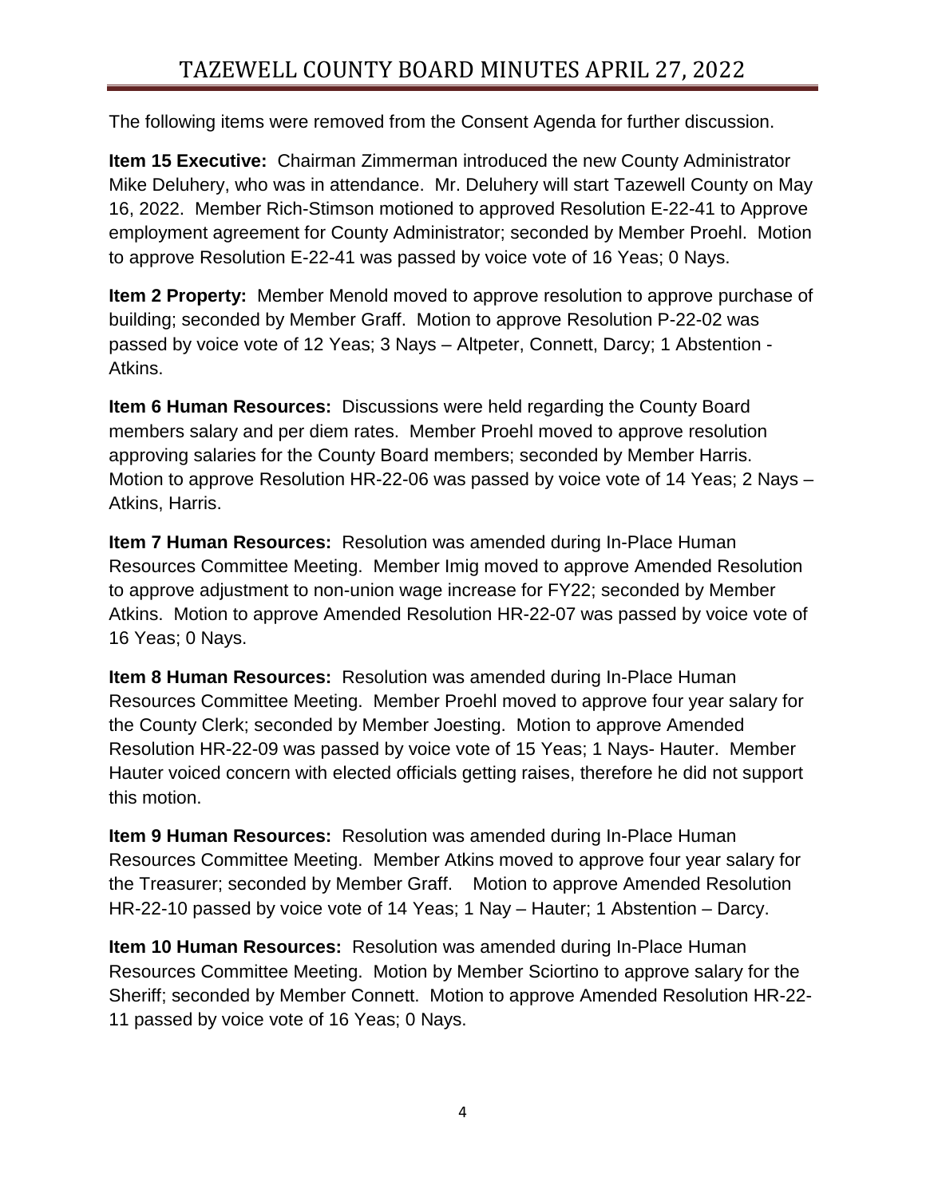The following items were removed from the Consent Agenda for further discussion.

**Item 15 Executive:** Chairman Zimmerman introduced the new County Administrator Mike Deluhery, who was in attendance. Mr. Deluhery will start Tazewell County on May 16, 2022. Member Rich-Stimson motioned to approved Resolution E-22-41 to Approve employment agreement for County Administrator; seconded by Member Proehl. Motion to approve Resolution E-22-41 was passed by voice vote of 16 Yeas; 0 Nays.

**Item 2 Property:** Member Menold moved to approve resolution to approve purchase of building; seconded by Member Graff. Motion to approve Resolution P-22-02 was passed by voice vote of 12 Yeas; 3 Nays – Altpeter, Connett, Darcy; 1 Abstention - Atkins.

**Item 6 Human Resources:** Discussions were held regarding the County Board members salary and per diem rates. Member Proehl moved to approve resolution approving salaries for the County Board members; seconded by Member Harris. Motion to approve Resolution HR-22-06 was passed by voice vote of 14 Yeas; 2 Nays – Atkins, Harris.

**Item 7 Human Resources:** Resolution was amended during In-Place Human Resources Committee Meeting. Member Imig moved to approve Amended Resolution to approve adjustment to non-union wage increase for FY22; seconded by Member Atkins. Motion to approve Amended Resolution HR-22-07 was passed by voice vote of 16 Yeas; 0 Nays.

**Item 8 Human Resources:** Resolution was amended during In-Place Human Resources Committee Meeting. Member Proehl moved to approve four year salary for the County Clerk; seconded by Member Joesting. Motion to approve Amended Resolution HR-22-09 was passed by voice vote of 15 Yeas; 1 Nays- Hauter. Member Hauter voiced concern with elected officials getting raises, therefore he did not support this motion.

**Item 9 Human Resources:** Resolution was amended during In-Place Human Resources Committee Meeting. Member Atkins moved to approve four year salary for the Treasurer; seconded by Member Graff. Motion to approve Amended Resolution HR-22-10 passed by voice vote of 14 Yeas; 1 Nay – Hauter; 1 Abstention – Darcy.

**Item 10 Human Resources:** Resolution was amended during In-Place Human Resources Committee Meeting. Motion by Member Sciortino to approve salary for the Sheriff; seconded by Member Connett. Motion to approve Amended Resolution HR-22-11 passed by voice vote of 16 Yeas; 0 Nays.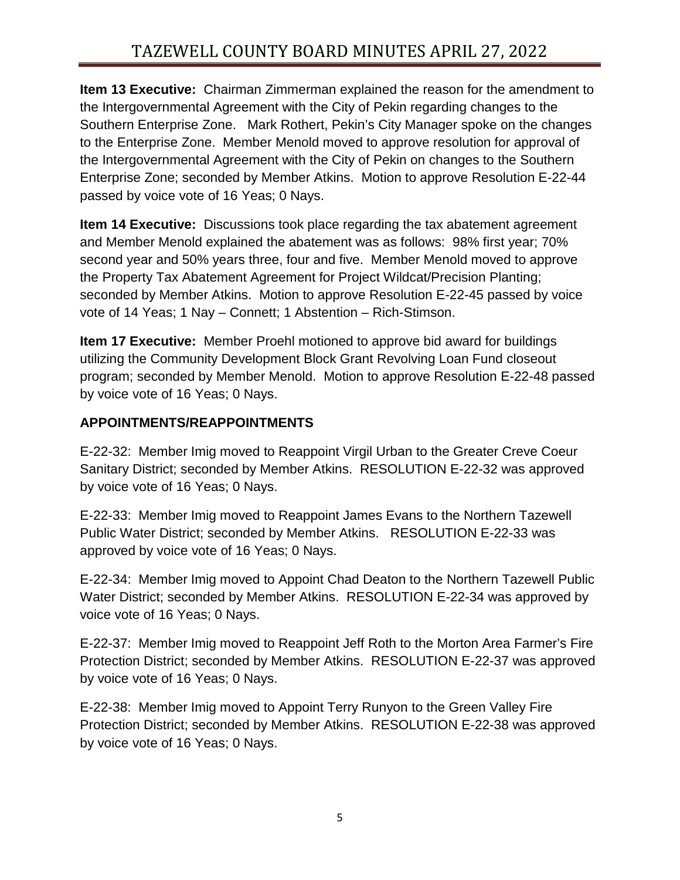**Item 13 Executive:** Chairman Zimmerman explained the reason for the amendment to the Intergovernmental Agreement with the City of Pekin regarding changes to the Southern Enterprise Zone. Mark Rothert, Pekin's City Manager spoke on the changes to the Enterprise Zone. Member Menold moved to approve resolution for approval of the Intergovernmental Agreement with the City of Pekin on changes to the Southern Enterprise Zone; seconded by Member Atkins. Motion to approve Resolution E-22-44 passed by voice vote of 16 Yeas; 0 Nays.

**Item 14 Executive:** Discussions took place regarding the tax abatement agreement and Member Menold explained the abatement was as follows: 98% first year; 70% second year and 50% years three, four and five. Member Menold moved to approve the Property Tax Abatement Agreement for Project Wildcat/Precision Planting; seconded by Member Atkins. Motion to approve Resolution E-22-45 passed by voice vote of 14 Yeas; 1 Nay – Connett; 1 Abstention – Rich-Stimson.

**Item 17 Executive:** Member Proehl motioned to approve bid award for buildings utilizing the Community Development Block Grant Revolving Loan Fund closeout program; seconded by Member Menold. Motion to approve Resolution E-22-48 passed by voice vote of 16 Yeas; 0 Nays.

**APPOINTMENTS/REAPPOINTMENTS**

E-22-32: Member Imig moved to Reappoint Virgil Urban to the Greater Creve Coeur Sanitary District; seconded by Member Atkins. RESOLUTION E-22-32 was approved by voice vote of 16 Yeas; 0 Nays.

E-22-33: Member Imig moved to Reappoint James Evans to the Northern Tazewell Public Water District; seconded by Member Atkins. RESOLUTION E-22-33 was approved by voice vote of 16 Yeas; 0 Nays.

E-22-34: Member Imig moved to Appoint Chad Deaton to the Northern Tazewell Public Water District; seconded by Member Atkins. RESOLUTION E-22-34 was approved by voice vote of 16 Yeas; 0 Nays.

E-22-37: Member Imig moved to Reappoint Jeff Roth to the Morton Area Farmer's Fire Protection District; seconded by Member Atkins. RESOLUTION E-22-37 was approved by voice vote of 16 Yeas; 0 Nays.

E-22-38: Member Imig moved to Appoint Terry Runyon to the Green Valley Fire Protection District; seconded by Member Atkins. RESOLUTION E-22-38 was approved by voice vote of 16 Yeas; 0 Nays.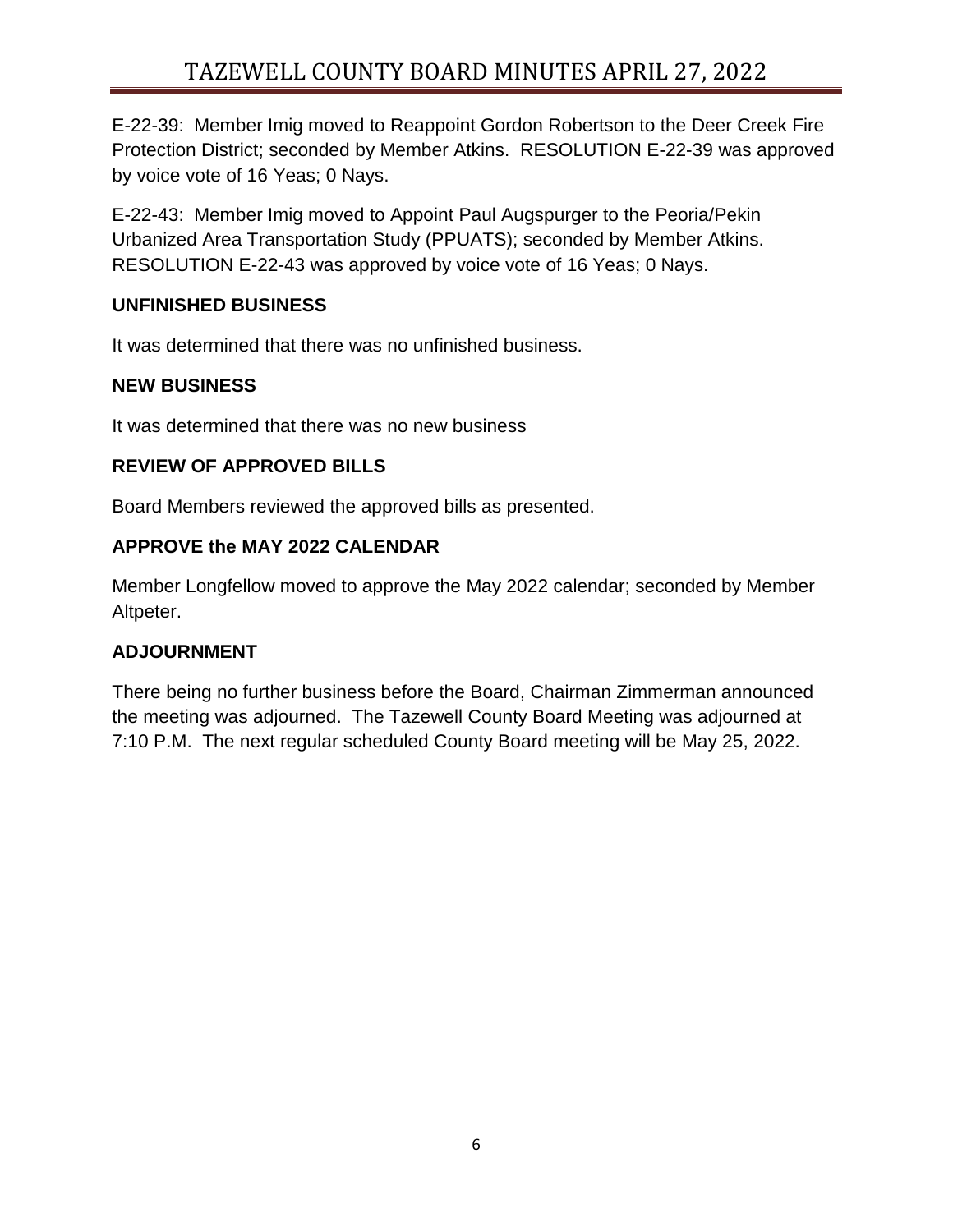E-22-39: Member Imig moved to Reappoint Gordon Robertson to the Deer Creek Fire Protection District; seconded by Member Atkins. RESOLUTION E-22-39 was approved by voice vote of 16 Yeas; 0 Nays.

E-22-43: Member Imig moved to Appoint Paul Augspurger to the Peoria/Pekin Urbanized Area Transportation Study (PPUATS); seconded by Member Atkins. RESOLUTION E-22-43 was approved by voice vote of 16 Yeas; 0 Nays.

## UNFINISHED BUSINESS

It was determined that there was no unfinished business.

## NEW BUSINESS

It was determined that there was no new business

## REVIEW OF APPROVED BILLS

Board Members reviewed the approved bills as presented.

## APPROVE the MAY 2022 CALENDAR

Member Longfellow moved to approve the May 2022 calendar; seconded by Member Altpeter.

## ADJOURNMENT

There being no further business before the Board, Chairman Zimmerman announced the meeting was adjourned. The Tazewell County Board Meeting was adjourned at 7:10 P.M. The next regular scheduled County Board meeting will be May 25, 2022.